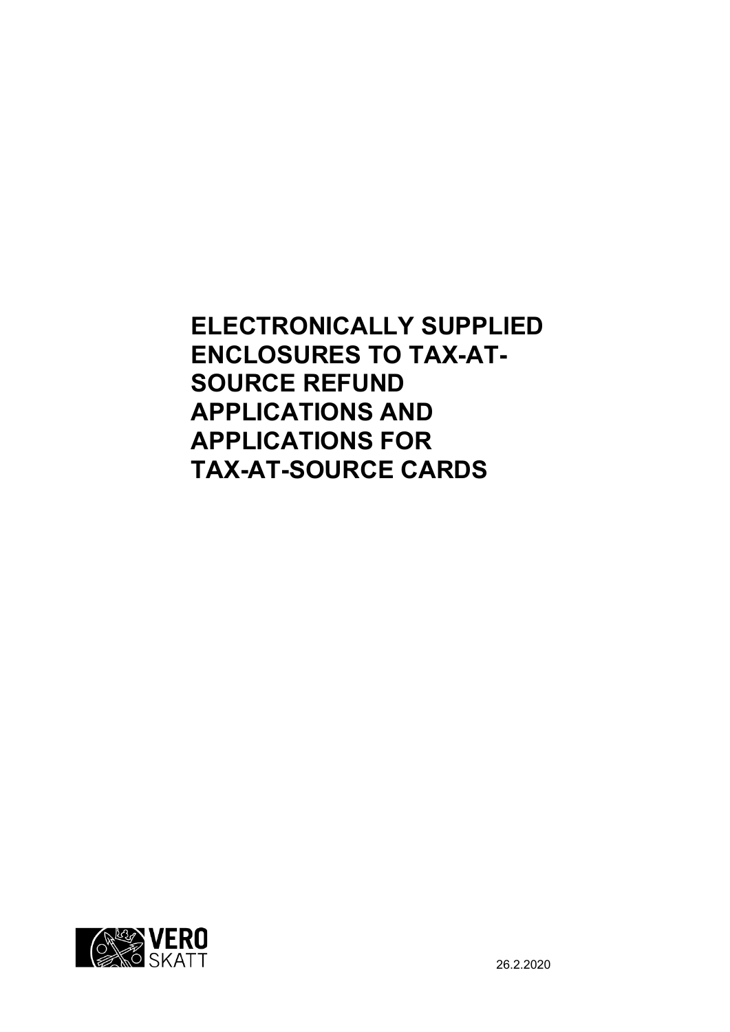# ELECTRONICALLY SUPPLIED ENCLOSURES TO TAX-AT-SOURCE REFUND APPLICATIONS AND APPLICATIONS FOR TAX-AT-SOURCE CARDS

VERO SKATT

26.2.2020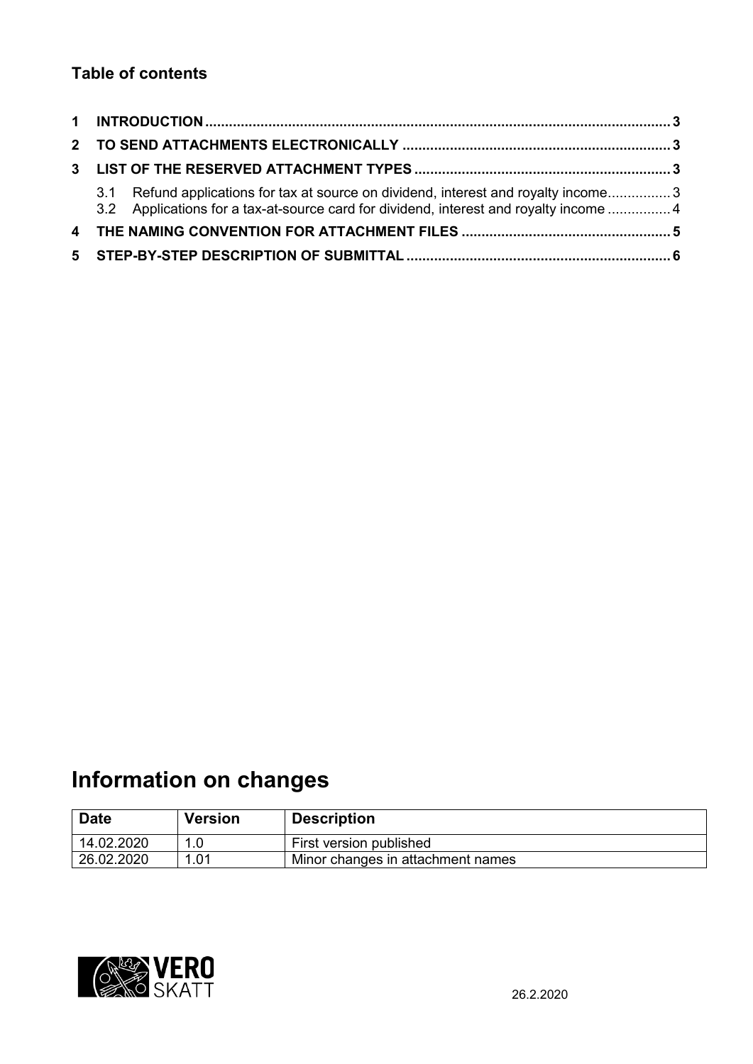**Table of contents**

1 INTRODUCTION ..... 3
2 TO SEND ATTACHMENTS ELECTRONICALLY ..... 3
3 LIST OF THE RESERVED ATTACHMENT TYPES ..... 3
  3.1 Refund applications for tax at source on dividend, interest and royalty income ..... 3
  3.2 Applications for a tax-at-source card for dividend, interest and royalty income ..... 4
4 THE NAMING CONVENTION FOR ATTACHMENT FILES ..... 5
5 STEP-BY-STEP DESCRIPTION OF SUBMITTAL ..... 6

# Information on changes

| Date | Version | Description |
| --- | --- | --- |
| 14.02.2020 | 1.0 | First version published |
| 26.02.2020 | 1.01 | Minor changes in attachment names |

VERO SKATT

26.2.2020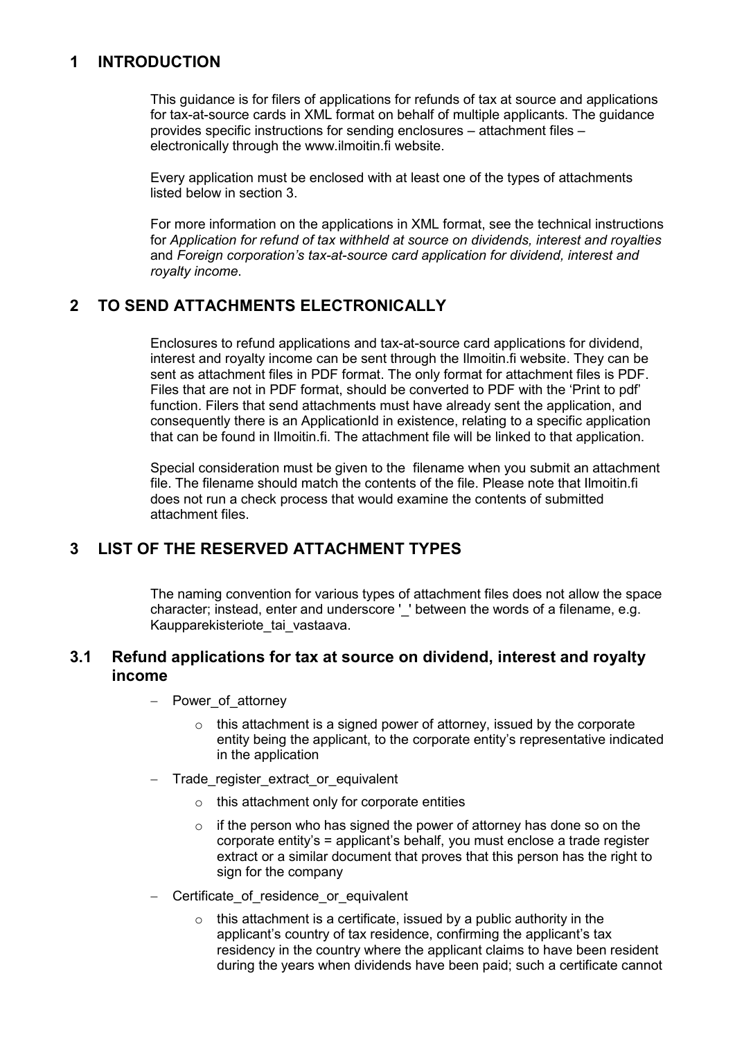# 1 INTRODUCTION

This guidance is for filers of applications for refunds of tax at source and applications for tax-at-source cards in XML format on behalf of multiple applicants. The guidance provides specific instructions for sending enclosures – attachment files – electronically through the www.ilmoitin.fi website.

Every application must be enclosed with at least one of the types of attachments listed below in section 3.

For more information on the applications in XML format, see the technical instructions for *Application for refund of tax withheld at source on dividends, interest and royalties* and *Foreign corporation's tax-at-source card application for dividend, interest and royalty income*.

# 2 TO SEND ATTACHMENTS ELECTRONICALLY

Enclosures to refund applications and tax-at-source card applications for dividend, interest and royalty income can be sent through the Ilmoitin.fi website. They can be sent as attachment files in PDF format. The only format for attachment files is PDF. Files that are not in PDF format, should be converted to PDF with the 'Print to pdf' function. Filers that send attachments must have already sent the application, and consequently there is an ApplicationId in existence, relating to a specific application that can be found in Ilmoitin.fi. The attachment file will be linked to that application.

Special consideration must be given to the filename when you submit an attachment file. The filename should match the contents of the file. Please note that Ilmoitin.fi does not run a check process that would examine the contents of submitted attachment files.

# 3 LIST OF THE RESERVED ATTACHMENT TYPES

The naming convention for various types of attachment files does not allow the space character; instead, enter and underscore '_' between the words of a filename, e.g. Kaupparekisteriote_tai_vastaava.

## 3.1 Refund applications for tax at source on dividend, interest and royalty income

- Power_of_attorney
  - this attachment is a signed power of attorney, issued by the corporate entity being the applicant, to the corporate entity's representative indicated in the application
- Trade_register_extract_or_equivalent
  - this attachment only for corporate entities
  - if the person who has signed the power of attorney has done so on the corporate entity's = applicant's behalf, you must enclose a trade register extract or a similar document that proves that this person has the right to sign for the company
- Certificate_of_residence_or_equivalent
  - this attachment is a certificate, issued by a public authority in the applicant's country of tax residence, confirming the applicant's tax residency in the country where the applicant claims to have been resident during the years when dividends have been paid; such a certificate cannot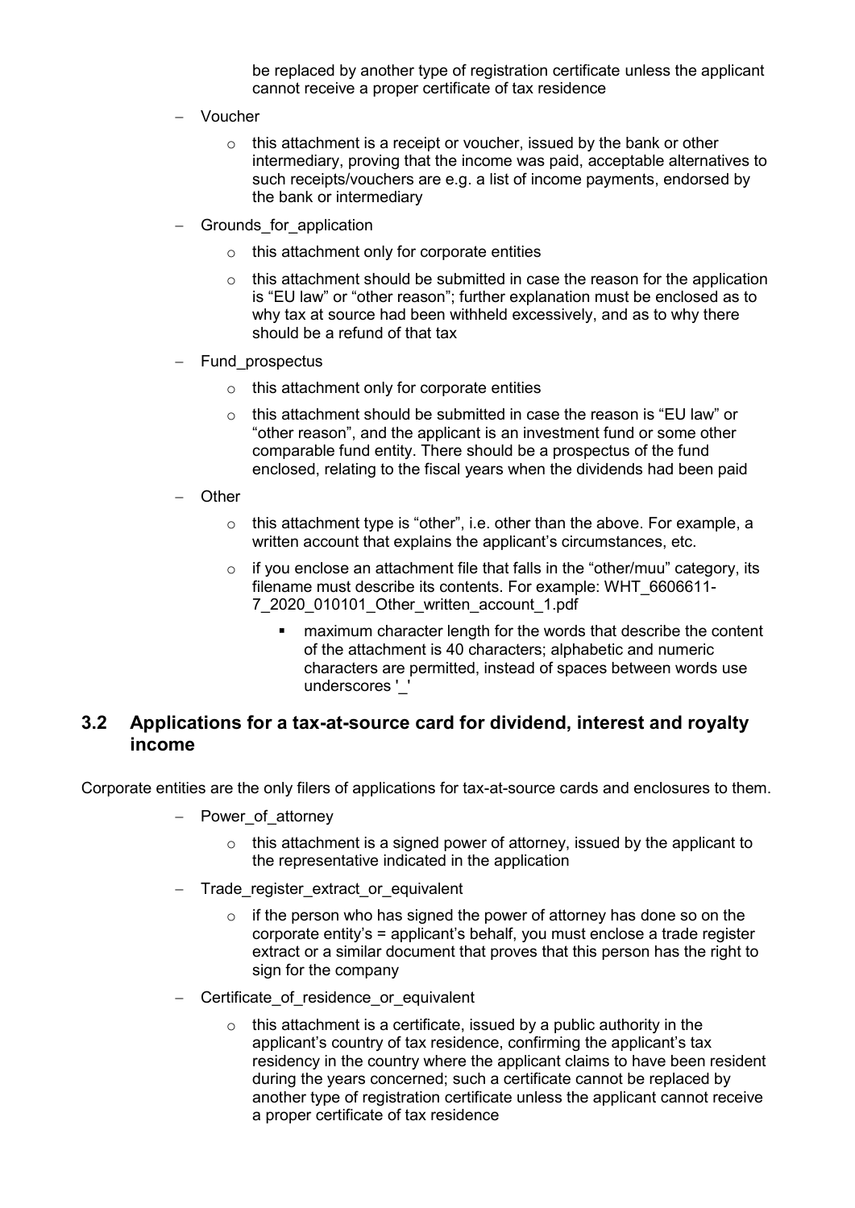be replaced by another type of registration certificate unless the applicant cannot receive a proper certificate of tax residence

- Voucher
  - this attachment is a receipt or voucher, issued by the bank or other intermediary, proving that the income was paid, acceptable alternatives to such receipts/vouchers are e.g. a list of income payments, endorsed by the bank or intermediary
- Grounds_for_application
  - this attachment only for corporate entities
  - this attachment should be submitted in case the reason for the application is "EU law" or "other reason"; further explanation must be enclosed as to why tax at source had been withheld excessively, and as to why there should be a refund of that tax
- Fund_prospectus
  - this attachment only for corporate entities
  - this attachment should be submitted in case the reason is "EU law" or "other reason", and the applicant is an investment fund or some other comparable fund entity. There should be a prospectus of the fund enclosed, relating to the fiscal years when the dividends had been paid
- Other
  - this attachment type is "other", i.e. other than the above. For example, a written account that explains the applicant's circumstances, etc.
  - if you enclose an attachment file that falls in the "other/muu" category, its filename must describe its contents. For example: WHT_6606611-7_2020_010101_Other_written_account_1.pdf
    - maximum character length for the words that describe the content of the attachment is 40 characters; alphabetic and numeric characters are permitted, instead of spaces between words use underscores '_'

## 3.2 Applications for a tax-at-source card for dividend, interest and royalty income

Corporate entities are the only filers of applications for tax-at-source cards and enclosures to them.

- Power_of_attorney
  - this attachment is a signed power of attorney, issued by the applicant to the representative indicated in the application
- Trade_register_extract_or_equivalent
  - if the person who has signed the power of attorney has done so on the corporate entity's = applicant's behalf, you must enclose a trade register extract or a similar document that proves that this person has the right to sign for the company
- Certificate_of_residence_or_equivalent
  - this attachment is a certificate, issued by a public authority in the applicant's country of tax residence, confirming the applicant's tax residency in the country where the applicant claims to have been resident during the years concerned; such a certificate cannot be replaced by another type of registration certificate unless the applicant cannot receive a proper certificate of tax residence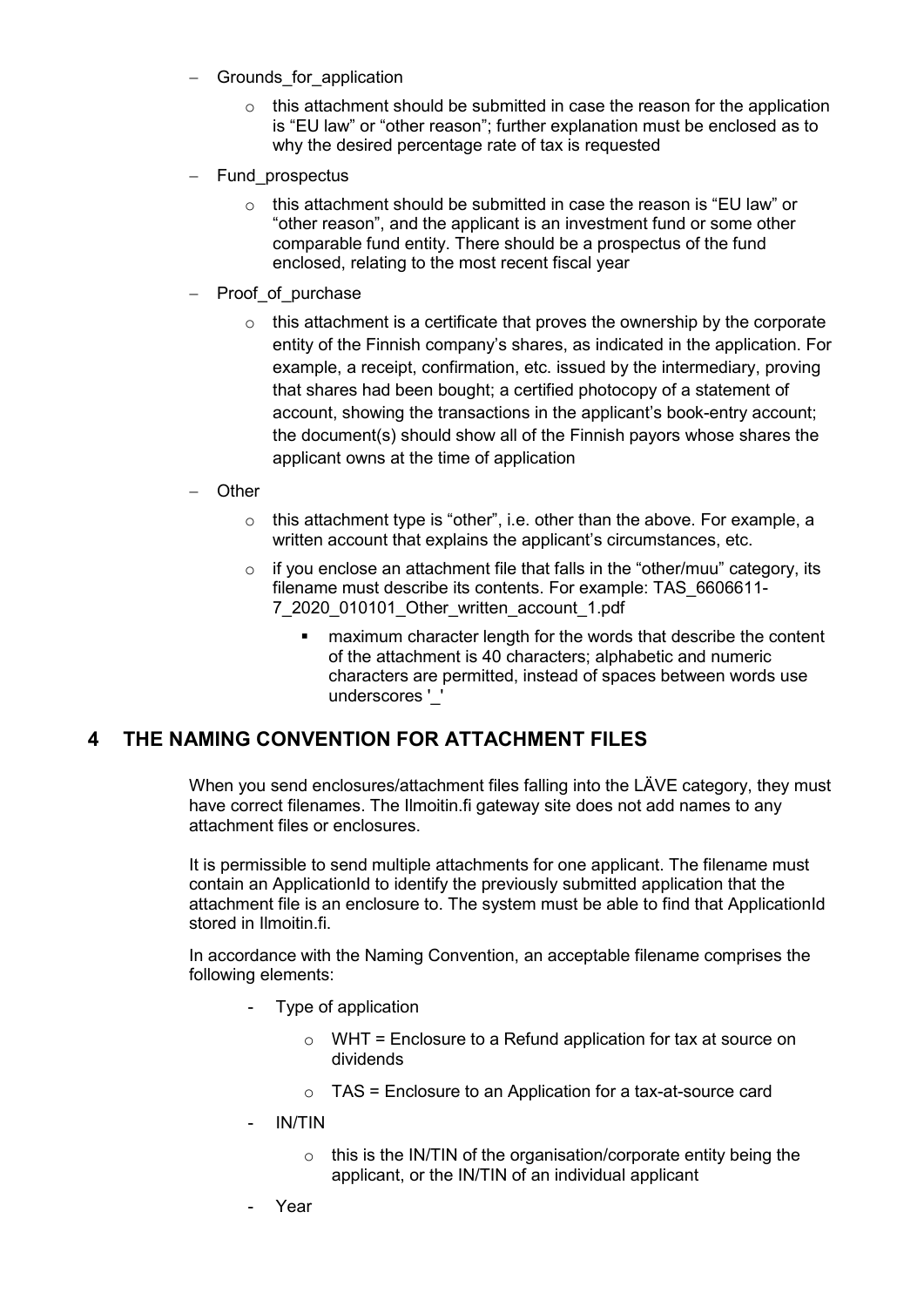- Grounds_for_application
  - this attachment should be submitted in case the reason for the application is "EU law" or "other reason"; further explanation must be enclosed as to why the desired percentage rate of tax is requested
- Fund_prospectus
  - this attachment should be submitted in case the reason is "EU law" or "other reason", and the applicant is an investment fund or some other comparable fund entity. There should be a prospectus of the fund enclosed, relating to the most recent fiscal year
- Proof_of_purchase
  - this attachment is a certificate that proves the ownership by the corporate entity of the Finnish company's shares, as indicated in the application. For example, a receipt, confirmation, etc. issued by the intermediary, proving that shares had been bought; a certified photocopy of a statement of account, showing the transactions in the applicant's book-entry account; the document(s) should show all of the Finnish payors whose shares the applicant owns at the time of application
- Other
  - this attachment type is "other", i.e. other than the above. For example, a written account that explains the applicant's circumstances, etc.
  - if you enclose an attachment file that falls in the "other/muu" category, its filename must describe its contents. For example: TAS_6606611-7_2020_010101_Other_written_account_1.pdf
    - maximum character length for the words that describe the content of the attachment is 40 characters; alphabetic and numeric characters are permitted, instead of spaces between words use underscores '_'

## 4 THE NAMING CONVENTION FOR ATTACHMENT FILES

When you send enclosures/attachment files falling into the LÄVE category, they must have correct filenames. The Ilmoitin.fi gateway site does not add names to any attachment files or enclosures.

It is permissible to send multiple attachments for one applicant. The filename must contain an ApplicationId to identify the previously submitted application that the attachment file is an enclosure to. The system must be able to find that ApplicationId stored in Ilmoitin.fi.

In accordance with the Naming Convention, an acceptable filename comprises the following elements:

- Type of application
  - WHT = Enclosure to a Refund application for tax at source on dividends
  - TAS = Enclosure to an Application for a tax-at-source card
- IN/TIN
  - this is the IN/TIN of the organisation/corporate entity being the applicant, or the IN/TIN of an individual applicant
- Year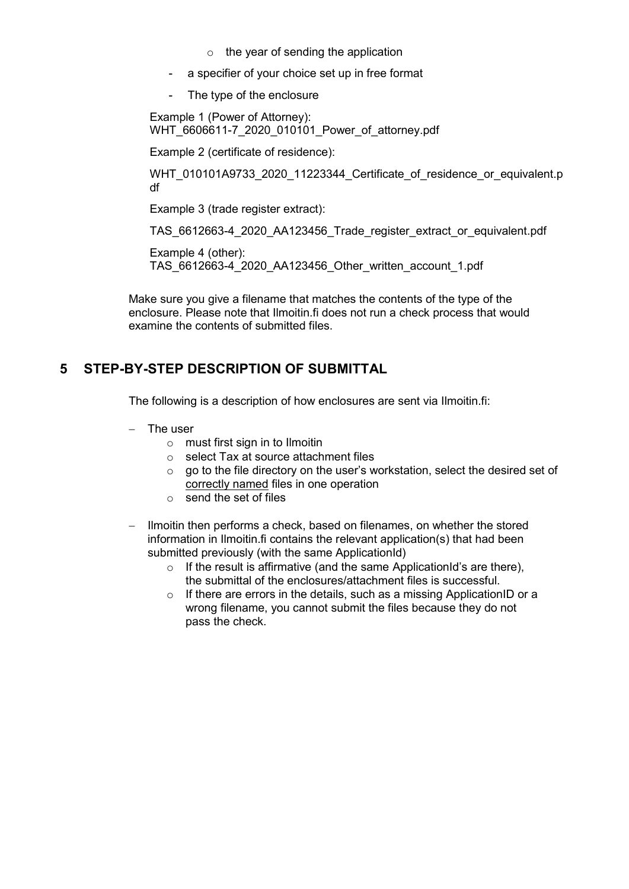- o the year of sending the application

- a specifier of your choice set up in free format
- The type of the enclosure

Example 1 (Power of Attorney):
WHT_6606611-7_2020_010101_Power_of_attorney.pdf

Example 2 (certificate of residence):

WHT_010101A9733_2020_11223344_Certificate_of_residence_or_equivalent.pdf

Example 3 (trade register extract):

TAS_6612663-4_2020_AA123456_Trade_register_extract_or_equivalent.pdf

Example 4 (other):
TAS_6612663-4_2020_AA123456_Other_written_account_1.pdf

Make sure you give a filename that matches the contents of the type of the enclosure. Please note that Ilmoitin.fi does not run a check process that would examine the contents of submitted files.

# 5 STEP-BY-STEP DESCRIPTION OF SUBMITTAL

The following is a description of how enclosures are sent via Ilmoitin.fi:

- The user
  - must first sign in to Ilmoitin
  - select Tax at source attachment files
  - go to the file directory on the user's workstation, select the desired set of correctly named files in one operation
  - send the set of files
- Ilmoitin then performs a check, based on filenames, on whether the stored information in Ilmoitin.fi contains the relevant application(s) that had been submitted previously (with the same ApplicationId)
  - If the result is affirmative (and the same ApplicationId's are there), the submittal of the enclosures/attachment files is successful.
  - If there are errors in the details, such as a missing ApplicationID or a wrong filename, you cannot submit the files because they do not pass the check.